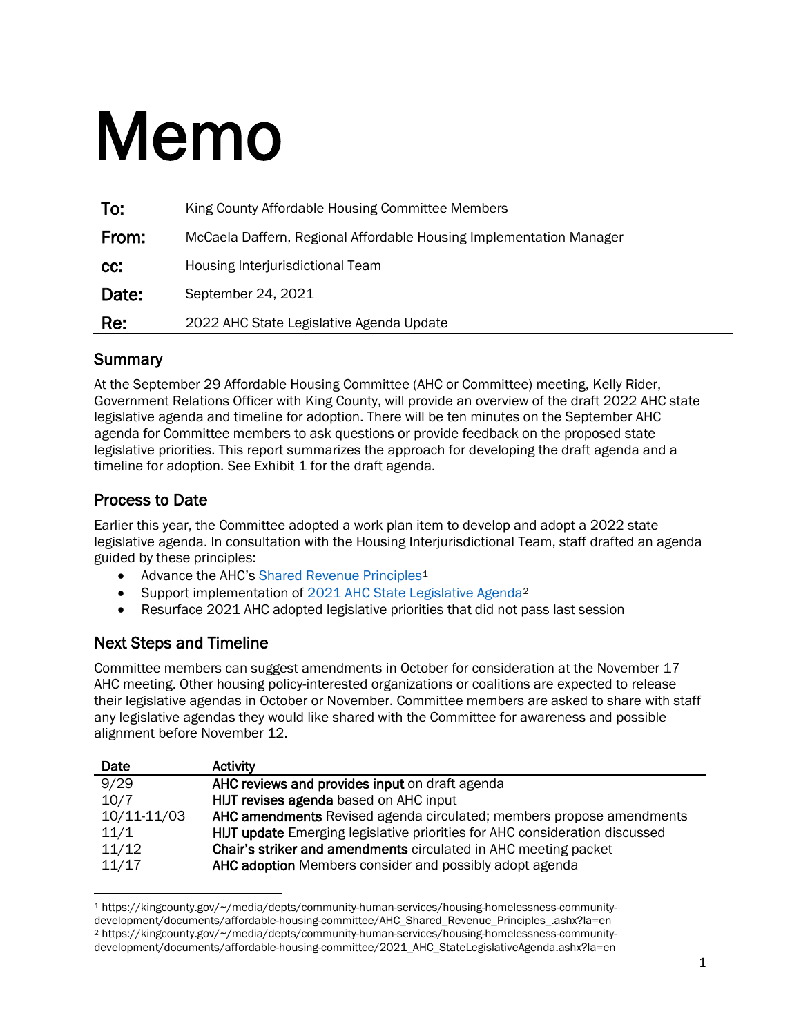# Memo

| | |
|---|---|
| **To:** | King County Affordable Housing Committee Members |
| **From:** | McCaela Daffern, Regional Affordable Housing Implementation Manager |
| **cc:** | Housing Interjurisdictional Team |
| **Date:** | September 24, 2021 |
| **Re:** | 2022 AHC State Legislative Agenda Update |

## Summary

At the September 29 Affordable Housing Committee (AHC or Committee) meeting, Kelly Rider, Government Relations Officer with King County, will provide an overview of the draft 2022 AHC state legislative agenda and timeline for adoption. There will be ten minutes on the September AHC agenda for Committee members to ask questions or provide feedback on the proposed state legislative priorities. This report summarizes the approach for developing the draft agenda and a timeline for adoption. See Exhibit 1 for the draft agenda.

## Process to Date

Earlier this year, the Committee adopted a work plan item to develop and adopt a 2022 state legislative agenda. In consultation with the Housing Interjurisdictional Team, staff drafted an agenda guided by these principles:

- Advance the AHC's [Shared Revenue Principles][1]
- Support implementation of [2021 AHC State Legislative Agenda][2]
- Resurface 2021 AHC adopted legislative priorities that did not pass last session

## Next Steps and Timeline

Committee members can suggest amendments in October for consideration at the November 17 AHC meeting. Other housing policy-interested organizations or coalitions are expected to release their legislative agendas in October or November. Committee members are asked to share with staff any legislative agendas they would like shared with the Committee for awareness and possible alignment before November 12.

| Date | Activity |
|---|---|
| 9/29 | **AHC reviews and provides input** on draft agenda |
| 10/7 | **HIJT revises agenda** based on AHC input |
| 10/11-11/03 | **AHC amendments** Revised agenda circulated; members propose amendments |
| 11/1 | **HIJT update** Emerging legislative priorities for AHC consideration discussed |
| 11/12 | **Chair's striker and amendments** circulated in AHC meeting packet |
| 11/17 | **AHC adoption** Members consider and possibly adopt agenda |

---

[1] https://kingcounty.gov/~/media/depts/community-human-services/housing-homelessness-community-development/documents/affordable-housing-committee/AHC_Shared_Revenue_Principles_.ashx?la=en

[2] https://kingcounty.gov/~/media/depts/community-human-services/housing-homelessness-community-development/documents/affordable-housing-committee/2021_AHC_StateLegislativeAgenda.ashx?la=en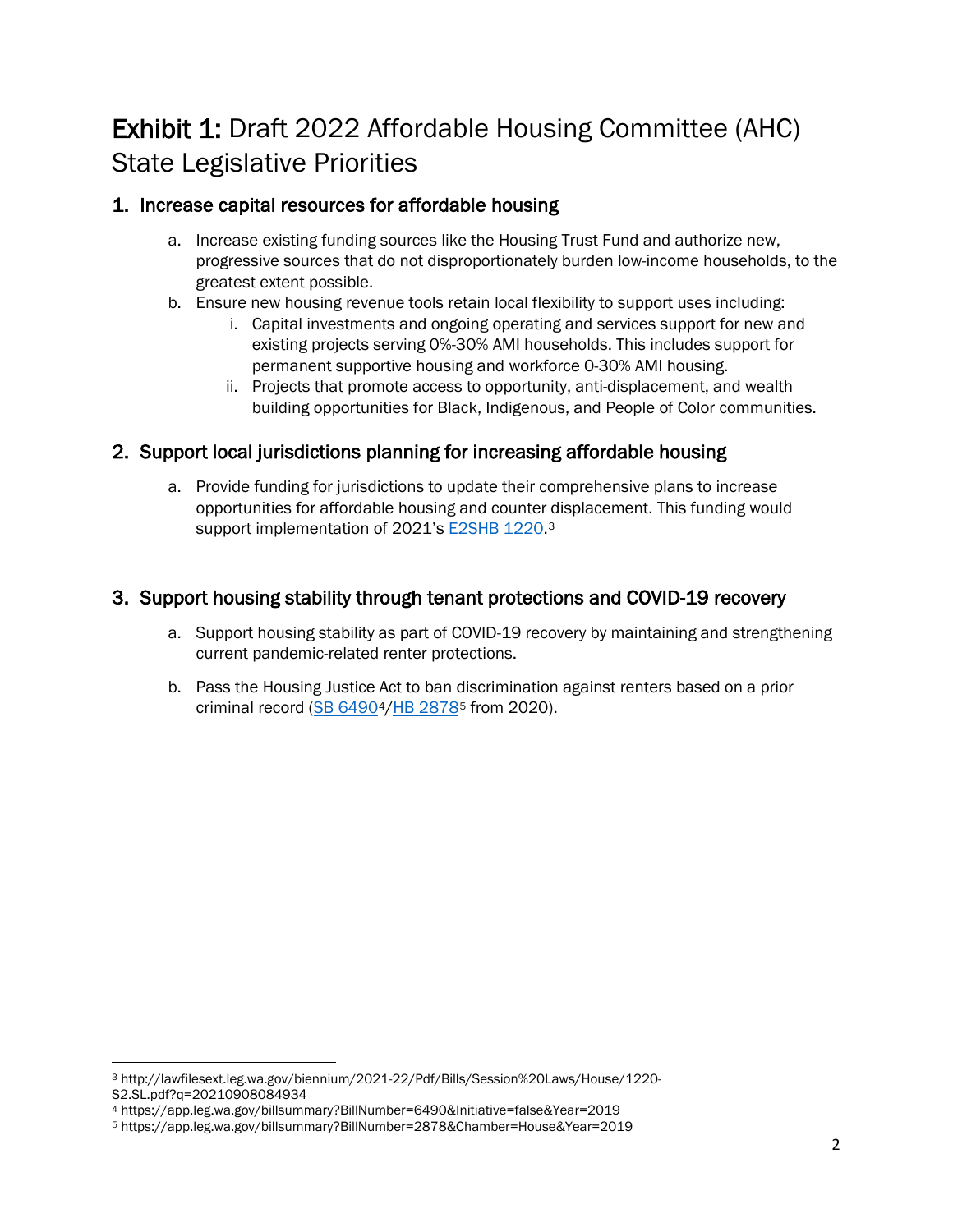# **Exhibit 1:** Draft 2022 Affordable Housing Committee (AHC) State Legislative Priorities

## 1. Increase capital resources for affordable housing

a. Increase existing funding sources like the Housing Trust Fund and authorize new, progressive sources that do not disproportionately burden low-income households, to the greatest extent possible.

b. Ensure new housing revenue tools retain local flexibility to support uses including:

   i. Capital investments and ongoing operating and services support for new and existing projects serving 0%-30% AMI households. This includes support for permanent supportive housing and workforce 0-30% AMI housing.

   ii. Projects that promote access to opportunity, anti-displacement, and wealth building opportunities for Black, Indigenous, and People of Color communities.

## 2. Support local jurisdictions planning for increasing affordable housing

a. Provide funding for jurisdictions to update their comprehensive plans to increase opportunities for affordable housing and counter displacement. This funding would support implementation of 2021's [E2SHB 1220](http://lawfilesext.leg.wa.gov/biennium/2021-22/Pdf/Bills/Session%20Laws/House/1220-S2.SL.pdf?q=20210908084934).[3]

## 3. Support housing stability through tenant protections and COVID-19 recovery

a. Support housing stability as part of COVID-19 recovery by maintaining and strengthening current pandemic-related renter protections.

b. Pass the Housing Justice Act to ban discrimination against renters based on a prior criminal record ([SB 6490](https://app.leg.wa.gov/billsummary?BillNumber=6490&Initiative=false&Year=2019)[4]/[HB 2878](https://app.leg.wa.gov/billsummary?BillNumber=2878&Chamber=House&Year=2019)[5] from 2020).

---

[3] http://lawfilesext.leg.wa.gov/biennium/2021-22/Pdf/Bills/Session%20Laws/House/1220-S2.SL.pdf?q=20210908084934

[4] https://app.leg.wa.gov/billsummary?BillNumber=6490&Initiative=false&Year=2019

[5] https://app.leg.wa.gov/billsummary?BillNumber=2878&Chamber=House&Year=2019